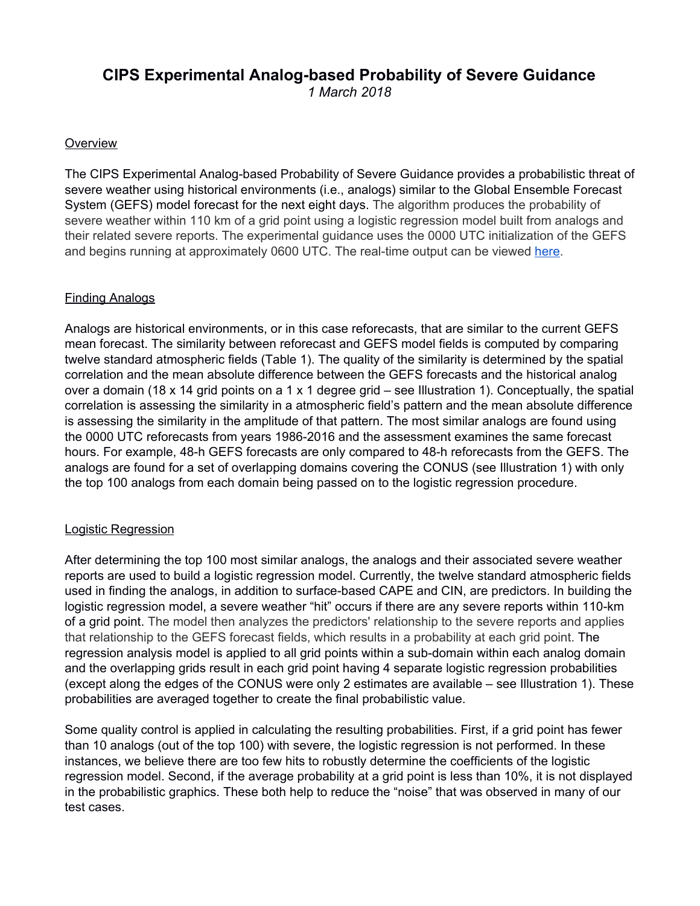# CIPS Experimental Analog-based Probability of Severe Guidance

*1 March 2018*

## Overview

The CIPS Experimental Analog-based Probability of Severe Guidance provides a probabilistic threat of severe weather using historical environments (i.e., analogs) similar to the Global Ensemble Forecast System (GEFS) model forecast for the next eight days. The algorithm produces the probability of severe weather within 110 km of a grid point using a logistic regression model built from analogs and their related severe reports. The experimental guidance uses the 0000 UTC initialization of the GEFS and begins running at approximately 0600 UTC. The real-time output can be viewed here.

## Finding Analogs

Analogs are historical environments, or in this case reforecasts, that are similar to the current GEFS mean forecast. The similarity between reforecast and GEFS model fields is computed by comparing twelve standard atmospheric fields (Table 1). The quality of the similarity is determined by the spatial correlation and the mean absolute difference between the GEFS forecasts and the historical analog over a domain (18 x 14 grid points on a 1 x 1 degree grid – see Illustration 1). Conceptually, the spatial correlation is assessing the similarity in a atmospheric field's pattern and the mean absolute difference is assessing the similarity in the amplitude of that pattern. The most similar analogs are found using the 0000 UTC reforecasts from years 1986-2016 and the assessment examines the same forecast hours. For example, 48-h GEFS forecasts are only compared to 48-h reforecasts from the GEFS. The analogs are found for a set of overlapping domains covering the CONUS (see Illustration 1) with only the top 100 analogs from each domain being passed on to the logistic regression procedure.

## Logistic Regression

After determining the top 100 most similar analogs, the analogs and their associated severe weather reports are used to build a logistic regression model. Currently, the twelve standard atmospheric fields used in finding the analogs, in addition to surface-based CAPE and CIN, are predictors. In building the logistic regression model, a severe weather "hit" occurs if there are any severe reports within 110-km of a grid point. The model then analyzes the predictors' relationship to the severe reports and applies that relationship to the GEFS forecast fields, which results in a probability at each grid point. The regression analysis model is applied to all grid points within a sub-domain within each analog domain and the overlapping grids result in each grid point having 4 separate logistic regression probabilities (except along the edges of the CONUS were only 2 estimates are available – see Illustration 1). These probabilities are averaged together to create the final probabilistic value.

Some quality control is applied in calculating the resulting probabilities. First, if a grid point has fewer than 10 analogs (out of the top 100) with severe, the logistic regression is not performed. In these instances, we believe there are too few hits to robustly determine the coefficients of the logistic regression model. Second, if the average probability at a grid point is less than 10%, it is not displayed in the probabilistic graphics. These both help to reduce the "noise" that was observed in many of our test cases.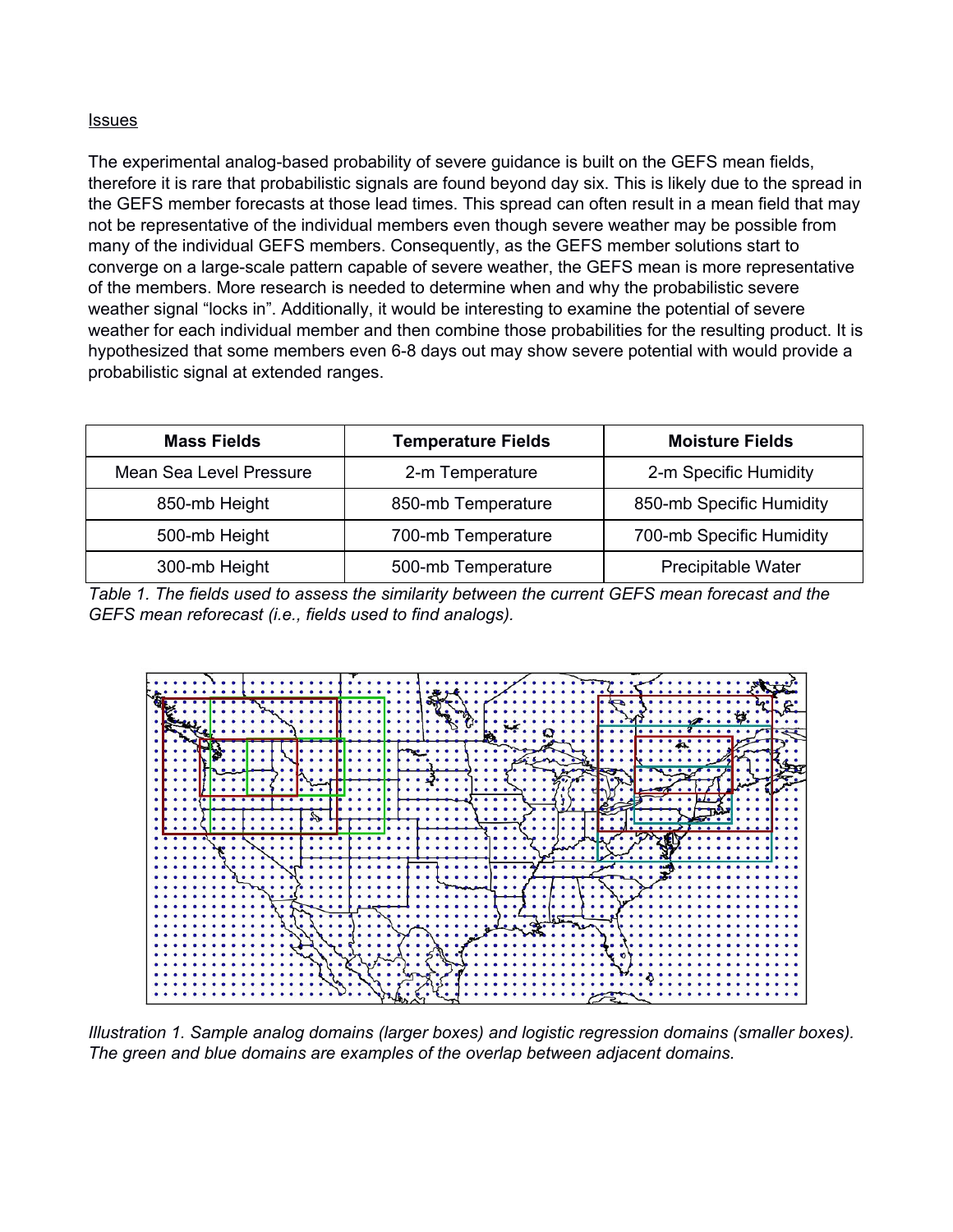Issues

The experimental analog-based probability of severe guidance is built on the GEFS mean fields, therefore it is rare that probabilistic signals are found beyond day six. This is likely due to the spread in the GEFS member forecasts at those lead times. This spread can often result in a mean field that may not be representative of the individual members even though severe weather may be possible from many of the individual GEFS members. Consequently, as the GEFS member solutions start to converge on a large-scale pattern capable of severe weather, the GEFS mean is more representative of the members. More research is needed to determine when and why the probabilistic severe weather signal "locks in". Additionally, it would be interesting to examine the potential of severe weather for each individual member and then combine those probabilities for the resulting product. It is hypothesized that some members even 6-8 days out may show severe potential with would provide a probabilistic signal at extended ranges.

| Mass Fields | Temperature Fields | Moisture Fields |
|---|---|---|
| Mean Sea Level Pressure | 2-m Temperature | 2-m Specific Humidity |
| 850-mb Height | 850-mb Temperature | 850-mb Specific Humidity |
| 500-mb Height | 700-mb Temperature | 700-mb Specific Humidity |
| 300-mb Height | 500-mb Temperature | Precipitable Water |

*Table 1. The fields used to assess the similarity between the current GEFS mean forecast and the GEFS mean reforecast (i.e., fields used to find analogs).*

*Illustration 1. Sample analog domains (larger boxes) and logistic regression domains (smaller boxes). The green and blue domains are examples of the overlap between adjacent domains.*